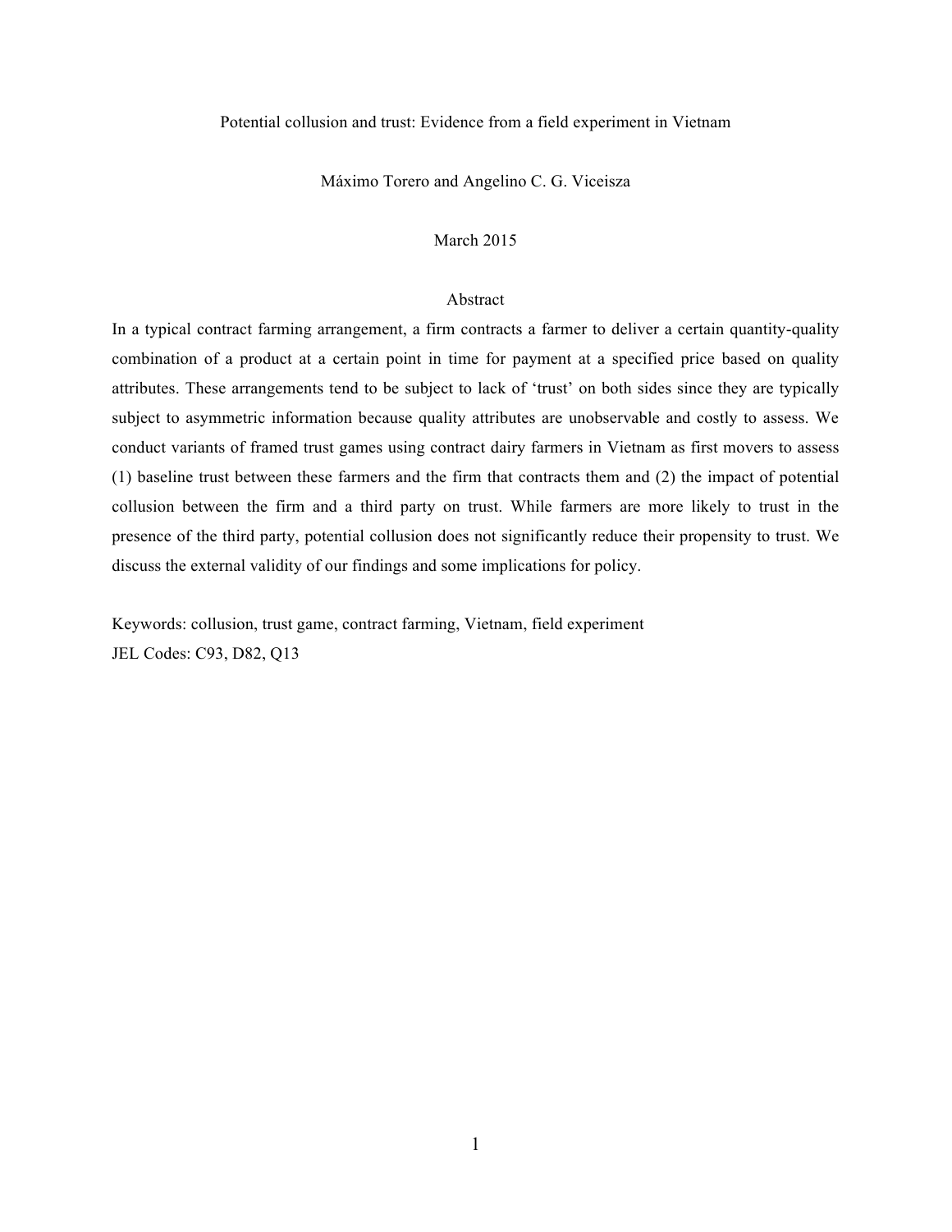# Potential collusion and trust: Evidence from a field experiment in Vietnam

Máximo Torero and Angelino C. G. Viceisza

March 2015

## Abstract

In a typical contract farming arrangement, a firm contracts a farmer to deliver a certain quantity-quality combination of a product at a certain point in time for payment at a specified price based on quality attributes. These arrangements tend to be subject to lack of 'trust' on both sides since they are typically subject to asymmetric information because quality attributes are unobservable and costly to assess. We conduct variants of framed trust games using contract dairy farmers in Vietnam as first movers to assess (1) baseline trust between these farmers and the firm that contracts them and (2) the impact of potential collusion between the firm and a third party on trust. While farmers are more likely to trust in the presence of the third party, potential collusion does not significantly reduce their propensity to trust. We discuss the external validity of our findings and some implications for policy.

Keywords: collusion, trust game, contract farming, Vietnam, field experiment

JEL Codes: C93, D82, Q13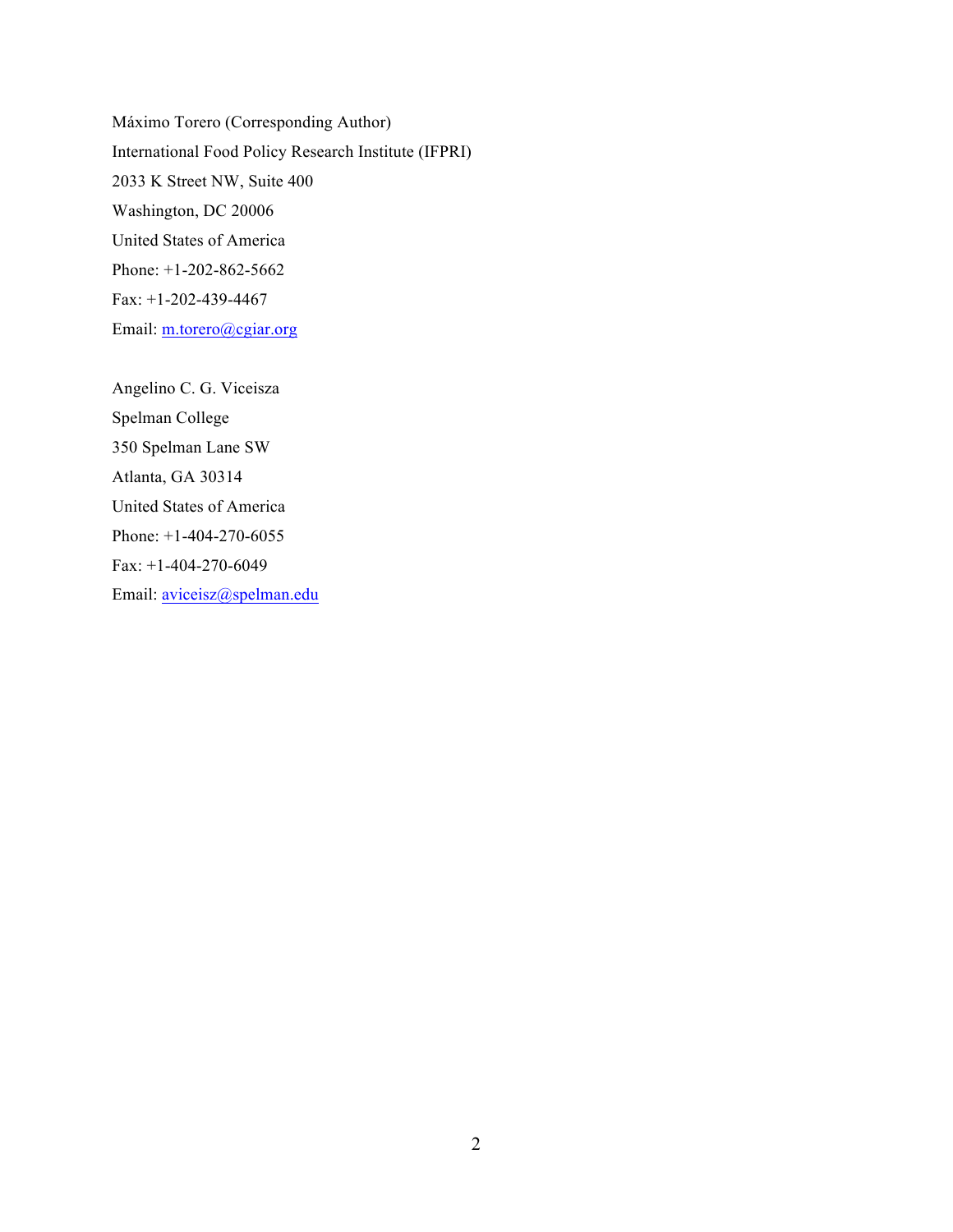Máximo Torero (Corresponding Author)  
International Food Policy Research Institute (IFPRI)  
2033 K Street NW, Suite 400  
Washington, DC 20006  
United States of America  
Phone: +1-202-862-5662  
Fax: +1-202-439-4467  
Email: m.torero@cgiar.org

Angelino C. G. Viceisza  
Spelman College  
350 Spelman Lane SW  
Atlanta, GA 30314  
United States of America  
Phone: +1-404-270-6055  
Fax: +1-404-270-6049  
Email: aviceisz@spelman.edu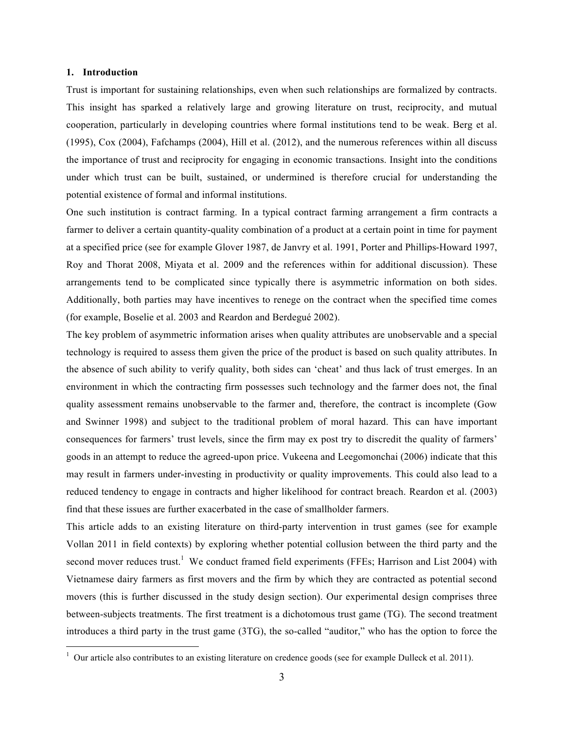## 1. Introduction

Trust is important for sustaining relationships, even when such relationships are formalized by contracts. This insight has sparked a relatively large and growing literature on trust, reciprocity, and mutual cooperation, particularly in developing countries where formal institutions tend to be weak. Berg et al. (1995), Cox (2004), Fafchamps (2004), Hill et al. (2012), and the numerous references within all discuss the importance of trust and reciprocity for engaging in economic transactions. Insight into the conditions under which trust can be built, sustained, or undermined is therefore crucial for understanding the potential existence of formal and informal institutions.

One such institution is contract farming. In a typical contract farming arrangement a firm contracts a farmer to deliver a certain quantity-quality combination of a product at a certain point in time for payment at a specified price (see for example Glover 1987, de Janvry et al. 1991, Porter and Phillips-Howard 1997, Roy and Thorat 2008, Miyata et al. 2009 and the references within for additional discussion). These arrangements tend to be complicated since typically there is asymmetric information on both sides. Additionally, both parties may have incentives to renege on the contract when the specified time comes (for example, Boselie et al. 2003 and Reardon and Berdegué 2002).

The key problem of asymmetric information arises when quality attributes are unobservable and a special technology is required to assess them given the price of the product is based on such quality attributes. In the absence of such ability to verify quality, both sides can 'cheat' and thus lack of trust emerges. In an environment in which the contracting firm possesses such technology and the farmer does not, the final quality assessment remains unobservable to the farmer and, therefore, the contract is incomplete (Gow and Swinner 1998) and subject to the traditional problem of moral hazard. This can have important consequences for farmers' trust levels, since the firm may ex post try to discredit the quality of farmers' goods in an attempt to reduce the agreed-upon price. Vukeena and Leegomonchai (2006) indicate that this may result in farmers under-investing in productivity or quality improvements. This could also lead to a reduced tendency to engage in contracts and higher likelihood for contract breach. Reardon et al. (2003) find that these issues are further exacerbated in the case of smallholder farmers.

This article adds to an existing literature on third-party intervention in trust games (see for example Vollan 2011 in field contexts) by exploring whether potential collusion between the third party and the second mover reduces trust.[1] We conduct framed field experiments (FFEs; Harrison and List 2004) with Vietnamese dairy farmers as first movers and the firm by which they are contracted as potential second movers (this is further discussed in the study design section). Our experimental design comprises three between-subjects treatments. The first treatment is a dichotomous trust game (TG). The second treatment introduces a third party in the trust game (3TG), the so-called "auditor," who has the option to force the

[1] Our article also contributes to an existing literature on credence goods (see for example Dulleck et al. 2011).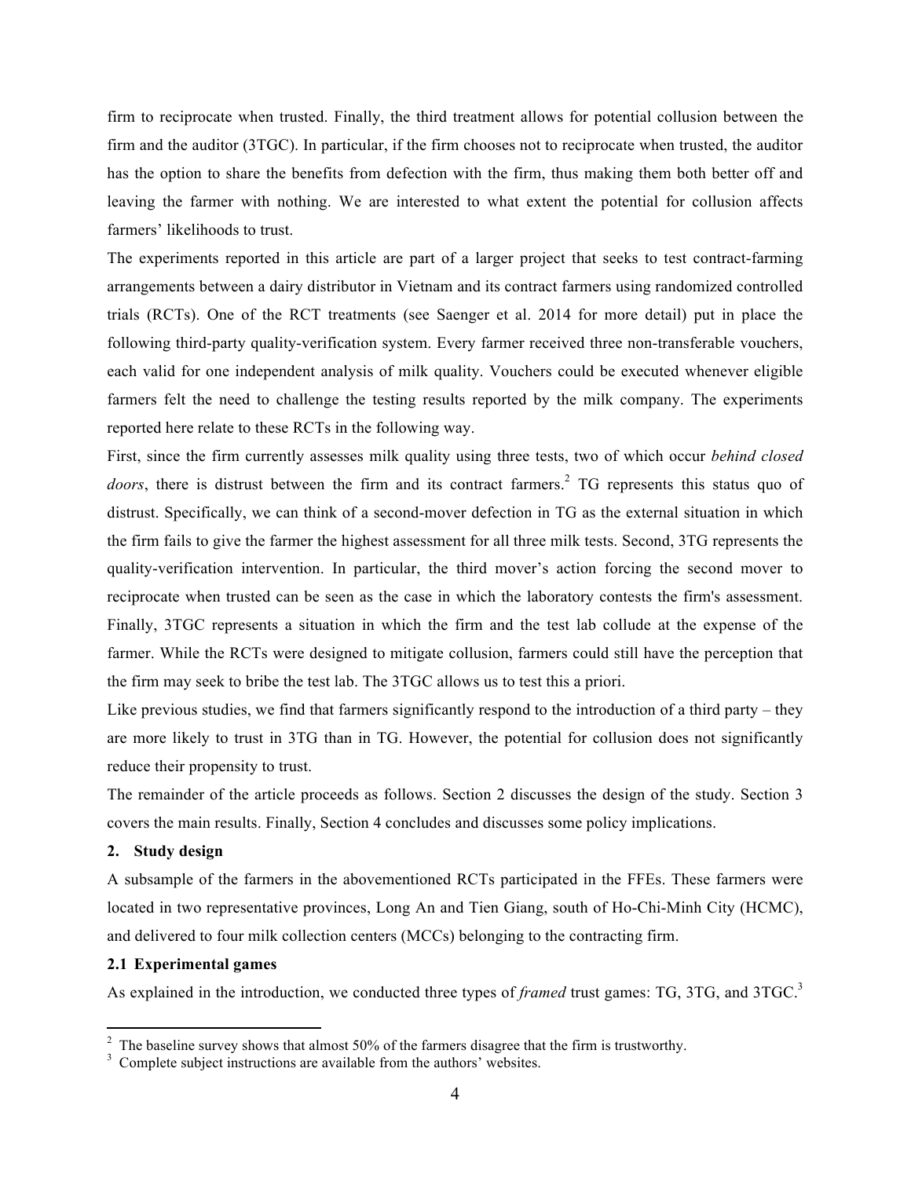firm to reciprocate when trusted. Finally, the third treatment allows for potential collusion between the firm and the auditor (3TGC). In particular, if the firm chooses not to reciprocate when trusted, the auditor has the option to share the benefits from defection with the firm, thus making them both better off and leaving the farmer with nothing. We are interested to what extent the potential for collusion affects farmers' likelihoods to trust.

The experiments reported in this article are part of a larger project that seeks to test contract-farming arrangements between a dairy distributor in Vietnam and its contract farmers using randomized controlled trials (RCTs). One of the RCT treatments (see Saenger et al. 2014 for more detail) put in place the following third-party quality-verification system. Every farmer received three non-transferable vouchers, each valid for one independent analysis of milk quality. Vouchers could be executed whenever eligible farmers felt the need to challenge the testing results reported by the milk company. The experiments reported here relate to these RCTs in the following way.

First, since the firm currently assesses milk quality using three tests, two of which occur *behind closed doors*, there is distrust between the firm and its contract farmers.[2] TG represents this status quo of distrust. Specifically, we can think of a second-mover defection in TG as the external situation in which the firm fails to give the farmer the highest assessment for all three milk tests. Second, 3TG represents the quality-verification intervention. In particular, the third mover's action forcing the second mover to reciprocate when trusted can be seen as the case in which the laboratory contests the firm's assessment. Finally, 3TGC represents a situation in which the firm and the test lab collude at the expense of the farmer. While the RCTs were designed to mitigate collusion, farmers could still have the perception that the firm may seek to bribe the test lab. The 3TGC allows us to test this a priori.

Like previous studies, we find that farmers significantly respond to the introduction of a third party – they are more likely to trust in 3TG than in TG. However, the potential for collusion does not significantly reduce their propensity to trust.

The remainder of the article proceeds as follows. Section 2 discusses the design of the study. Section 3 covers the main results. Finally, Section 4 concludes and discusses some policy implications.

## 2. Study design

A subsample of the farmers in the abovementioned RCTs participated in the FFEs. These farmers were located in two representative provinces, Long An and Tien Giang, south of Ho-Chi-Minh City (HCMC), and delivered to four milk collection centers (MCCs) belonging to the contracting firm.

### 2.1 Experimental games

As explained in the introduction, we conducted three types of *framed* trust games: TG, 3TG, and 3TGC.[3]

---

[2] The baseline survey shows that almost 50% of the farmers disagree that the firm is trustworthy.

[3] Complete subject instructions are available from the authors' websites.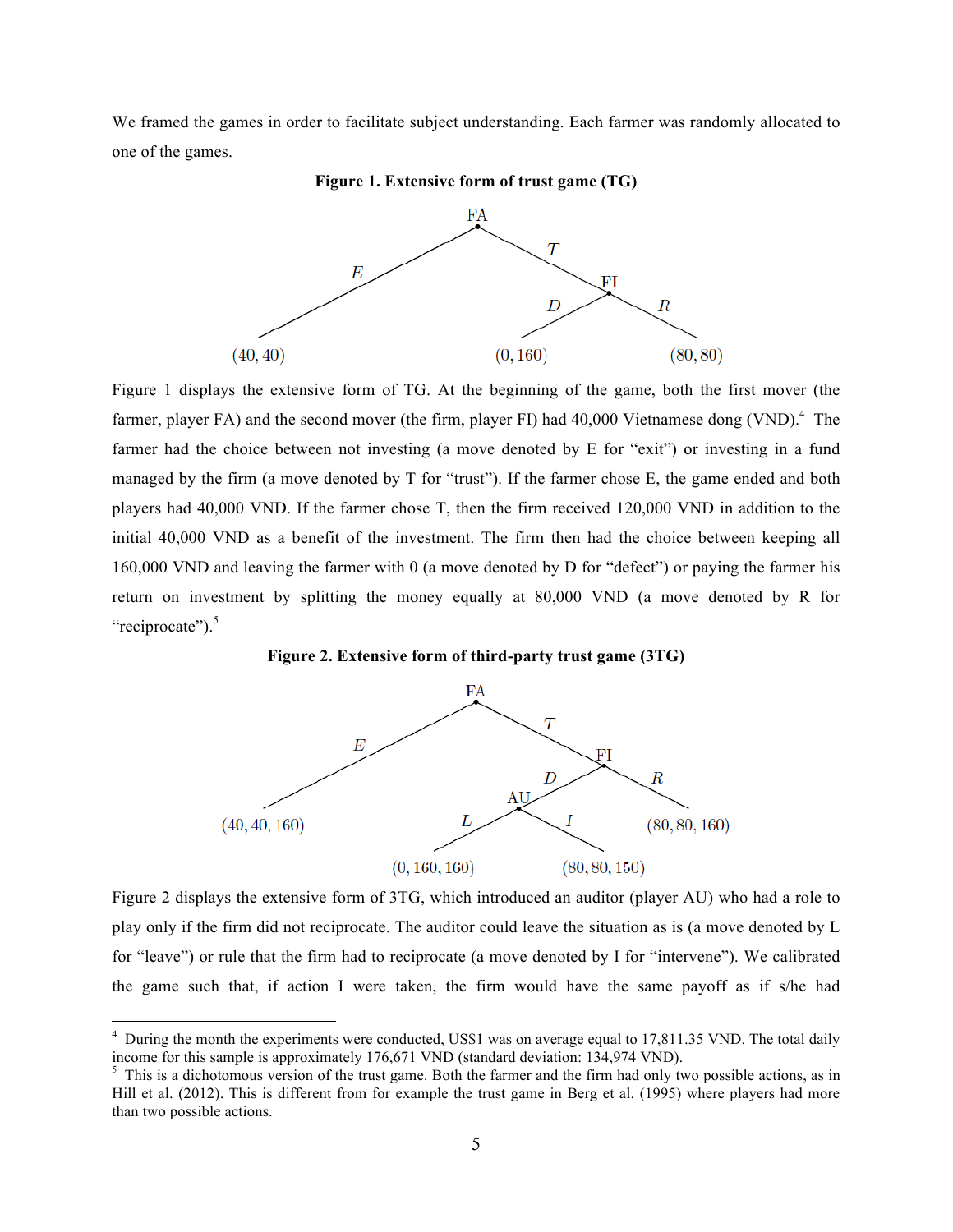We framed the games in order to facilitate subject understanding. Each farmer was randomly allocated to one of the games.

**Figure 1. Extensive form of trust game (TG)**

Figure 1 displays the extensive form of TG. At the beginning of the game, both the first mover (the farmer, player FA) and the second mover (the firm, player FI) had 40,000 Vietnamese dong (VND).[4] The farmer had the choice between not investing (a move denoted by E for "exit") or investing in a fund managed by the firm (a move denoted by T for "trust"). If the farmer chose E, the game ended and both players had 40,000 VND. If the farmer chose T, then the firm received 120,000 VND in addition to the initial 40,000 VND as a benefit of the investment. The firm then had the choice between keeping all 160,000 VND and leaving the farmer with 0 (a move denoted by D for "defect") or paying the farmer his return on investment by splitting the money equally at 80,000 VND (a move denoted by R for "reciprocate").[5]

**Figure 2. Extensive form of third-party trust game (3TG)**

Figure 2 displays the extensive form of 3TG, which introduced an auditor (player AU) who had a role to play only if the firm did not reciprocate. The auditor could leave the situation as is (a move denoted by L for "leave") or rule that the firm had to reciprocate (a move denoted by I for "intervene"). We calibrated the game such that, if action I were taken, the firm would have the same payoff as if s/he had

---

[4] During the month the experiments were conducted, US$1 was on average equal to 17,811.35 VND. The total daily income for this sample is approximately 176,671 VND (standard deviation: 134,974 VND).

[5] This is a dichotomous version of the trust game. Both the farmer and the firm had only two possible actions, as in Hill et al. (2012). This is different from for example the trust game in Berg et al. (1995) where players had more than two possible actions.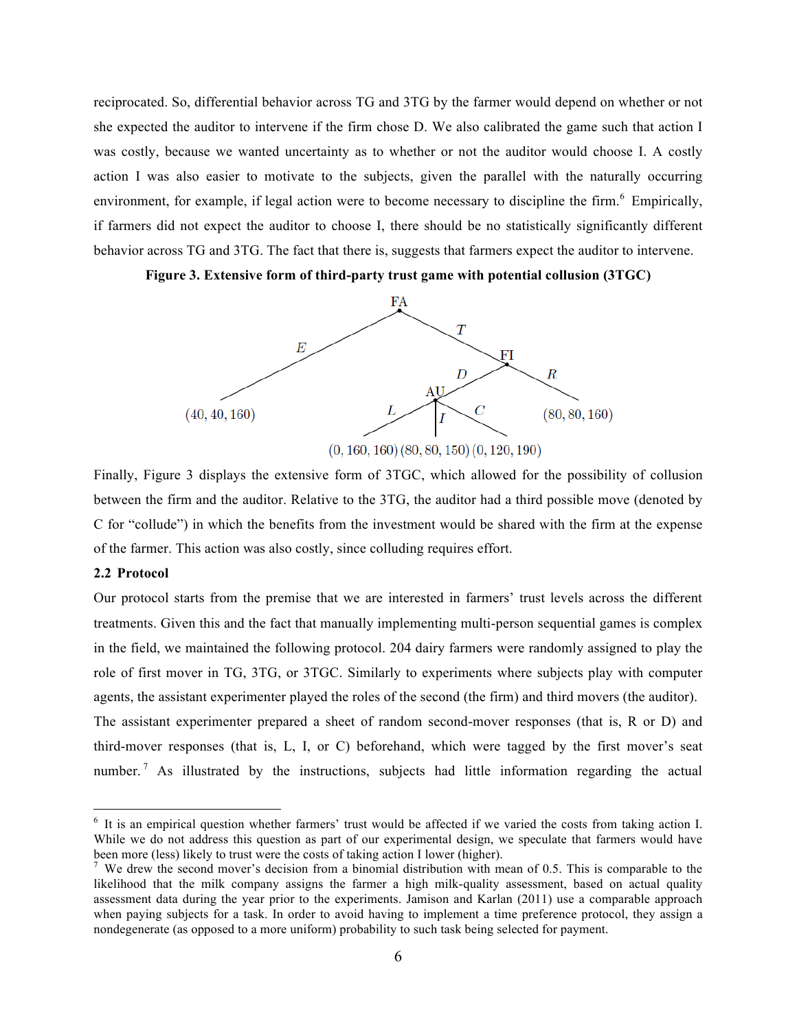reciprocated. So, differential behavior across TG and 3TG by the farmer would depend on whether or not she expected the auditor to intervene if the firm chose D. We also calibrated the game such that action I was costly, because we wanted uncertainty as to whether or not the auditor would choose I. A costly action I was also easier to motivate to the subjects, given the parallel with the naturally occurring environment, for example, if legal action were to become necessary to discipline the firm.[6] Empirically, if farmers did not expect the auditor to choose I, there should be no statistically significantly different behavior across TG and 3TG. The fact that there is, suggests that farmers expect the auditor to intervene.

**Figure 3. Extensive form of third-party trust game with potential collusion (3TGC)**

FA → E: (40, 40, 160); FA → T → FI; FI → R: (80, 80, 160); FI → D → AU; AU → L: (0, 160, 160); AU → I: (80, 80, 150); AU → C: (0, 120, 190)

Finally, Figure 3 displays the extensive form of 3TGC, which allowed for the possibility of collusion between the firm and the auditor. Relative to the 3TG, the auditor had a third possible move (denoted by C for "collude") in which the benefits from the investment would be shared with the firm at the expense of the farmer. This action was also costly, since colluding requires effort.

### 2.2 Protocol

Our protocol starts from the premise that we are interested in farmers' trust levels across the different treatments. Given this and the fact that manually implementing multi-person sequential games is complex in the field, we maintained the following protocol. 204 dairy farmers were randomly assigned to play the role of first mover in TG, 3TG, or 3TGC. Similarly to experiments where subjects play with computer agents, the assistant experimenter played the roles of the second (the firm) and third movers (the auditor). The assistant experimenter prepared a sheet of random second-mover responses (that is, R or D) and third-mover responses (that is, L, I, or C) beforehand, which were tagged by the first mover's seat number.[7] As illustrated by the instructions, subjects had little information regarding the actual

---

[6] It is an empirical question whether farmers' trust would be affected if we varied the costs from taking action I. While we do not address this question as part of our experimental design, we speculate that farmers would have been more (less) likely to trust were the costs of taking action I lower (higher).

[7] We drew the second mover's decision from a binomial distribution with mean of 0.5. This is comparable to the likelihood that the milk company assigns the farmer a high milk-quality assessment, based on actual quality assessment data during the year prior to the experiments. Jamison and Karlan (2011) use a comparable approach when paying subjects for a task. In order to avoid having to implement a time preference protocol, they assign a nondegenerate (as opposed to a more uniform) probability to such task being selected for payment.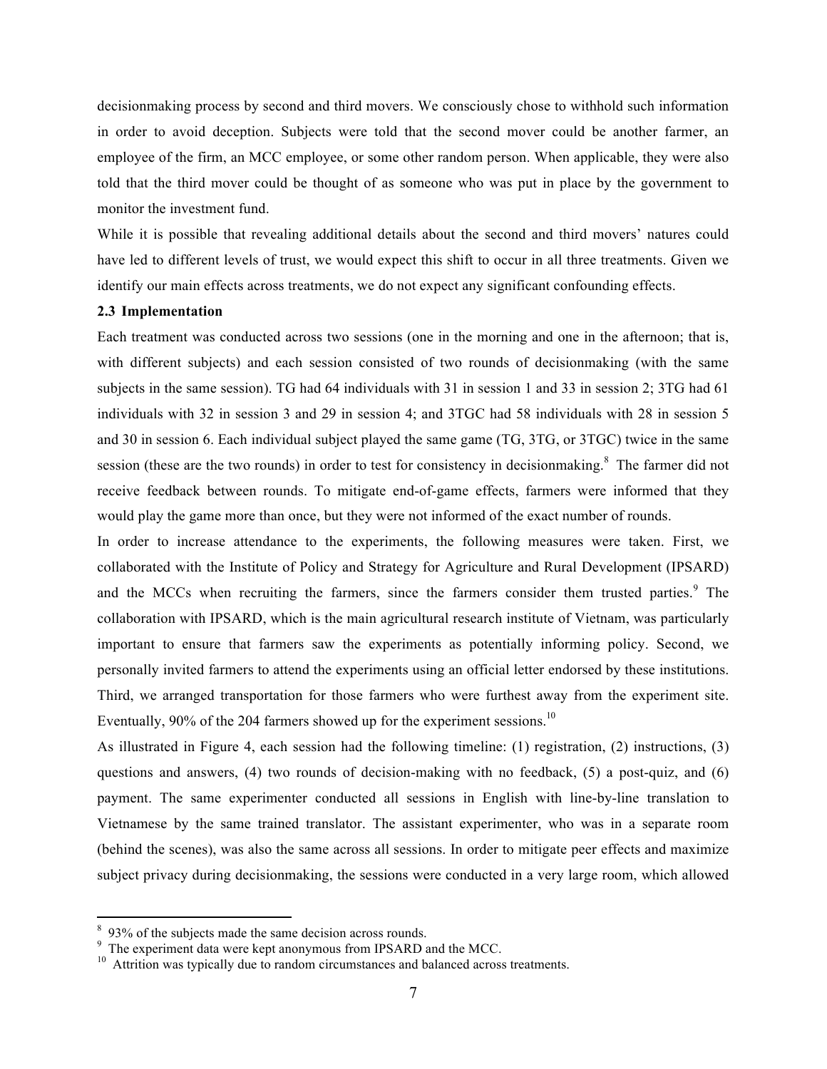decisionmaking process by second and third movers. We consciously chose to withhold such information in order to avoid deception. Subjects were told that the second mover could be another farmer, an employee of the firm, an MCC employee, or some other random person. When applicable, they were also told that the third mover could be thought of as someone who was put in place by the government to monitor the investment fund.

While it is possible that revealing additional details about the second and third movers' natures could have led to different levels of trust, we would expect this shift to occur in all three treatments. Given we identify our main effects across treatments, we do not expect any significant confounding effects.

### 2.3 Implementation

Each treatment was conducted across two sessions (one in the morning and one in the afternoon; that is, with different subjects) and each session consisted of two rounds of decisionmaking (with the same subjects in the same session). TG had 64 individuals with 31 in session 1 and 33 in session 2; 3TG had 61 individuals with 32 in session 3 and 29 in session 4; and 3TGC had 58 individuals with 28 in session 5 and 30 in session 6. Each individual subject played the same game (TG, 3TG, or 3TGC) twice in the same session (these are the two rounds) in order to test for consistency in decisionmaking.[8] The farmer did not receive feedback between rounds. To mitigate end-of-game effects, farmers were informed that they would play the game more than once, but they were not informed of the exact number of rounds.

In order to increase attendance to the experiments, the following measures were taken. First, we collaborated with the Institute of Policy and Strategy for Agriculture and Rural Development (IPSARD) and the MCCs when recruiting the farmers, since the farmers consider them trusted parties.[9] The collaboration with IPSARD, which is the main agricultural research institute of Vietnam, was particularly important to ensure that farmers saw the experiments as potentially informing policy. Second, we personally invited farmers to attend the experiments using an official letter endorsed by these institutions. Third, we arranged transportation for those farmers who were furthest away from the experiment site. Eventually, 90% of the 204 farmers showed up for the experiment sessions.[10]

As illustrated in Figure 4, each session had the following timeline: (1) registration, (2) instructions, (3) questions and answers, (4) two rounds of decision-making with no feedback, (5) a post-quiz, and (6) payment. The same experimenter conducted all sessions in English with line-by-line translation to Vietnamese by the same trained translator. The assistant experimenter, who was in a separate room (behind the scenes), was also the same across all sessions. In order to mitigate peer effects and maximize subject privacy during decisionmaking, the sessions were conducted in a very large room, which allowed

---

[8] 93% of the subjects made the same decision across rounds.

[9] The experiment data were kept anonymous from IPSARD and the MCC.

[10] Attrition was typically due to random circumstances and balanced across treatments.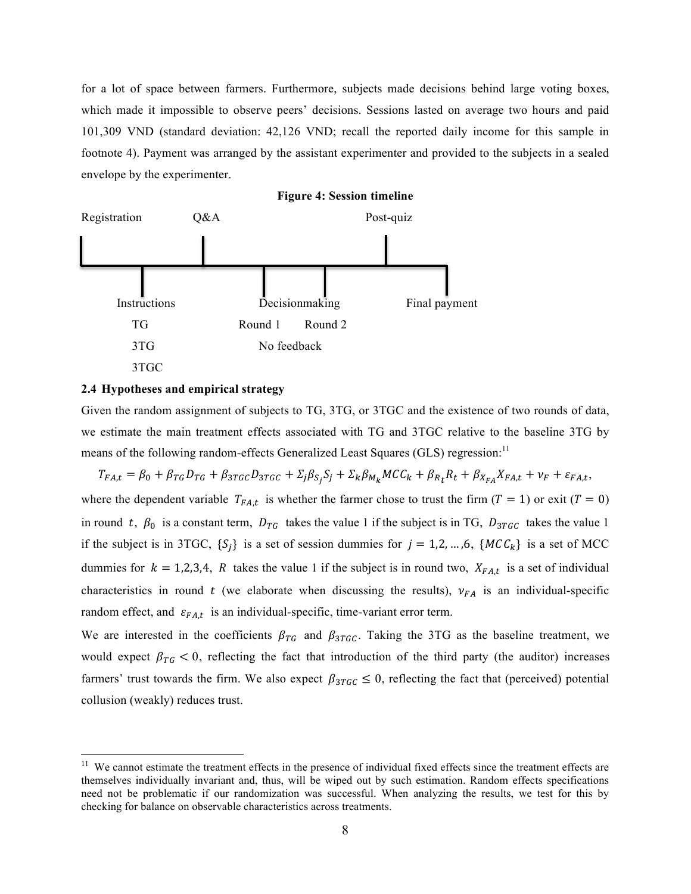for a lot of space between farmers. Furthermore, subjects made decisions behind large voting boxes, which made it impossible to observe peers' decisions. Sessions lasted on average two hours and paid 101,309 VND (standard deviation: 42,126 VND; recall the reported daily income for this sample in footnote 4). Payment was arranged by the assistant experimenter and provided to the subjects in a sealed envelope by the experimenter.

**Figure 4: Session timeline**

Registration — Instructions (TG, 3TG, 3TGC) — Q&A — Decisionmaking (Round 1, Round 2; No feedback) — Post-quiz — Final payment

### 2.4 Hypotheses and empirical strategy

Given the random assignment of subjects to TG, 3TG, or 3TGC and the existence of two rounds of data, we estimate the main treatment effects associated with TG and 3TGC relative to the baseline 3TG by means of the following random-effects Generalized Least Squares (GLS) regression:[11]

$$T_{FA,t} = \beta_0 + \beta_{TG} D_{TG} + \beta_{3TGC} D_{3TGC} + \Sigma_j \beta_{S_j} S_j + \Sigma_k \beta_{M_k} MCC_k + \beta_{R_t} R_t + \beta_{X_{FA}} X_{FA,t} + \nu_F + \varepsilon_{FA,t},$$

where the dependent variable $T_{FA,t}$ is whether the farmer chose to trust the firm ($T = 1$) or exit ($T = 0$) in round $t$, $\beta_0$ is a constant term, $D_{TG}$ takes the value 1 if the subject is in TG, $D_{3TGC}$ takes the value 1 if the subject is in 3TGC, $\{S_j\}$ is a set of session dummies for $j = 1,2,\ldots,6$, $\{MCC_k\}$ is a set of MCC dummies for $k = 1,2,3,4$, $R$ takes the value 1 if the subject is in round two, $X_{FA,t}$ is a set of individual characteristics in round $t$ (we elaborate when discussing the results), $\nu_{FA}$ is an individual-specific random effect, and $\varepsilon_{FA,t}$ is an individual-specific, time-variant error term.

We are interested in the coefficients $\beta_{TG}$ and $\beta_{3TGC}$. Taking the 3TG as the baseline treatment, we would expect $\beta_{TG} < 0$, reflecting the fact that introduction of the third party (the auditor) increases farmers' trust towards the firm. We also expect $\beta_{3TGC} \leq 0$, reflecting the fact that (perceived) potential collusion (weakly) reduces trust.

[11] We cannot estimate the treatment effects in the presence of individual fixed effects since the treatment effects are themselves individually invariant and, thus, will be wiped out by such estimation. Random effects specifications need not be problematic if our randomization was successful. When analyzing the results, we test for this by checking for balance on observable characteristics across treatments.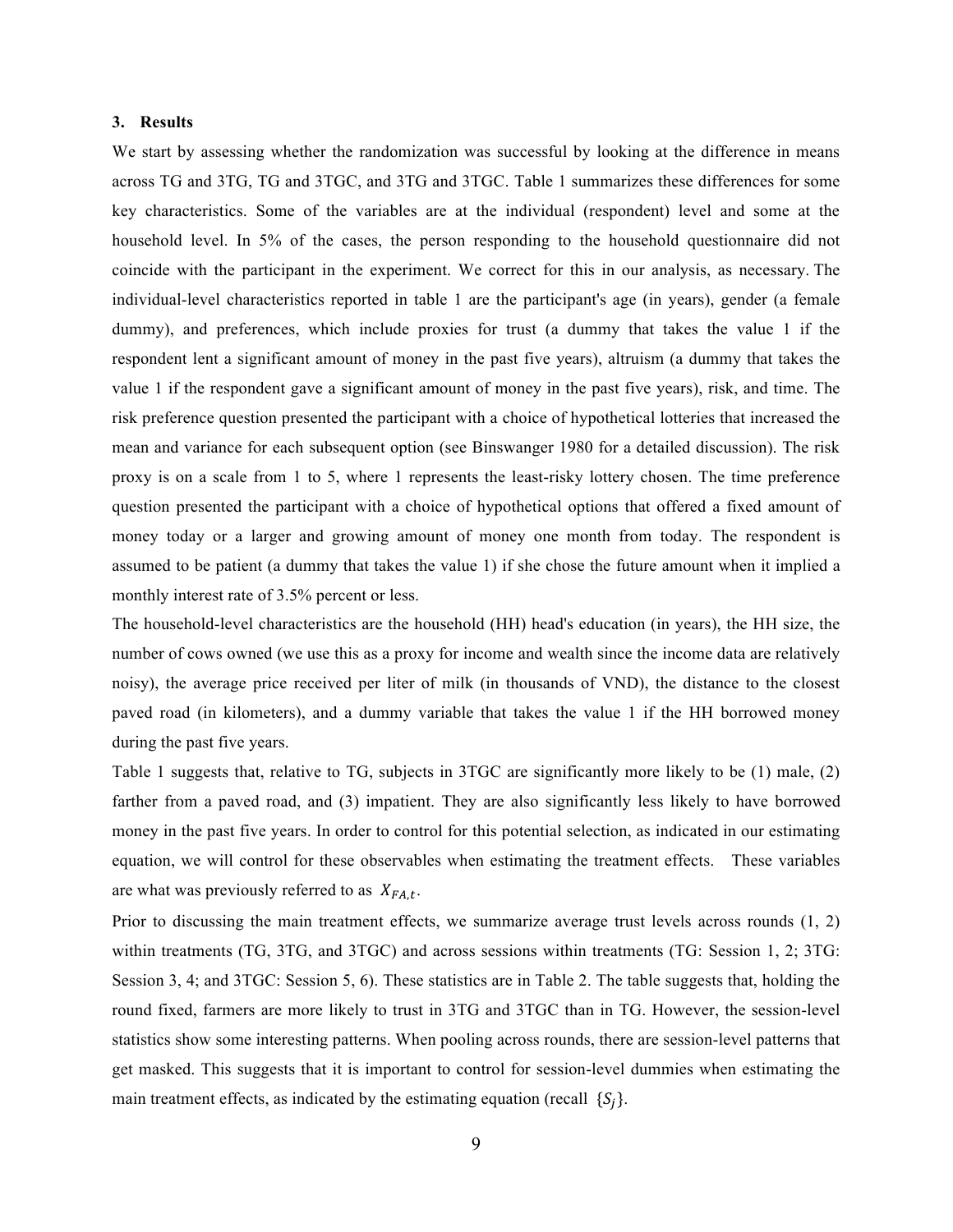## 3. Results

We start by assessing whether the randomization was successful by looking at the difference in means across TG and 3TG, TG and 3TGC, and 3TG and 3TGC. Table 1 summarizes these differences for some key characteristics. Some of the variables are at the individual (respondent) level and some at the household level. In 5% of the cases, the person responding to the household questionnaire did not coincide with the participant in the experiment. We correct for this in our analysis, as necessary. The individual-level characteristics reported in table 1 are the participant's age (in years), gender (a female dummy), and preferences, which include proxies for trust (a dummy that takes the value 1 if the respondent lent a significant amount of money in the past five years), altruism (a dummy that takes the value 1 if the respondent gave a significant amount of money in the past five years), risk, and time. The risk preference question presented the participant with a choice of hypothetical lotteries that increased the mean and variance for each subsequent option (see Binswanger 1980 for a detailed discussion). The risk proxy is on a scale from 1 to 5, where 1 represents the least-risky lottery chosen. The time preference question presented the participant with a choice of hypothetical options that offered a fixed amount of money today or a larger and growing amount of money one month from today. The respondent is assumed to be patient (a dummy that takes the value 1) if she chose the future amount when it implied a monthly interest rate of 3.5% percent or less.

The household-level characteristics are the household (HH) head's education (in years), the HH size, the number of cows owned (we use this as a proxy for income and wealth since the income data are relatively noisy), the average price received per liter of milk (in thousands of VND), the distance to the closest paved road (in kilometers), and a dummy variable that takes the value 1 if the HH borrowed money during the past five years.

Table 1 suggests that, relative to TG, subjects in 3TGC are significantly more likely to be (1) male, (2) farther from a paved road, and (3) impatient. They are also significantly less likely to have borrowed money in the past five years. In order to control for this potential selection, as indicated in our estimating equation, we will control for these observables when estimating the treatment effects. These variables are what was previously referred to as $X_{FA,t}$.

Prior to discussing the main treatment effects, we summarize average trust levels across rounds (1, 2) within treatments (TG, 3TG, and 3TGC) and across sessions within treatments (TG: Session 1, 2; 3TG: Session 3, 4; and 3TGC: Session 5, 6). These statistics are in Table 2. The table suggests that, holding the round fixed, farmers are more likely to trust in 3TG and 3TGC than in TG. However, the session-level statistics show some interesting patterns. When pooling across rounds, there are session-level patterns that get masked. This suggests that it is important to control for session-level dummies when estimating the main treatment effects, as indicated by the estimating equation (recall $\{S_j\}$.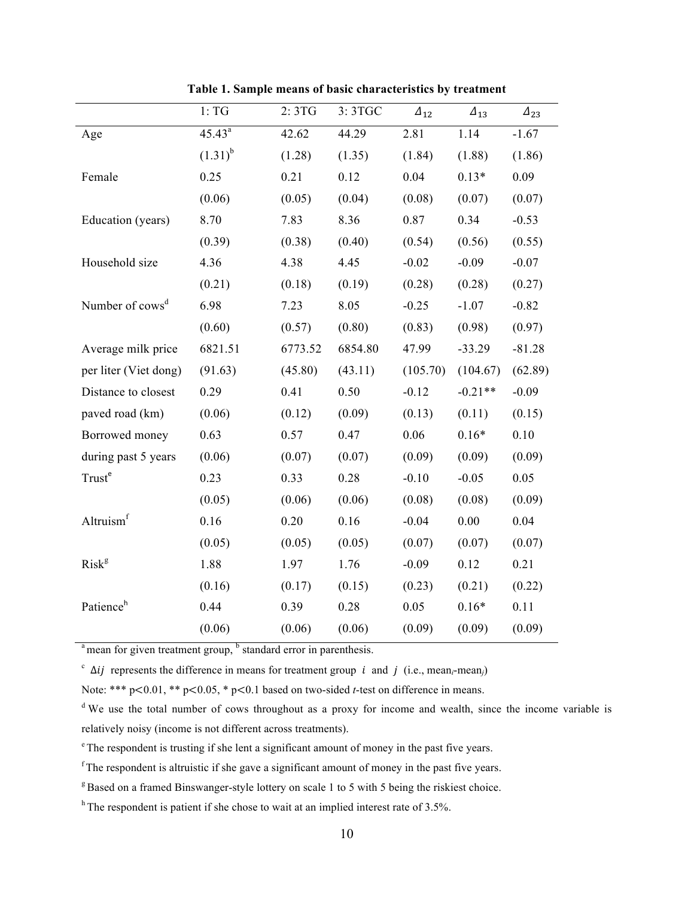**Table 1. Sample means of basic characteristics by treatment**

| | 1: TG | 2: 3TG | 3: 3TGC | $\Delta_{12}$ | $\Delta_{13}$ | $\Delta_{23}$ |
|---|---|---|---|---|---|---|
| Age | 45.43[a] | 42.62 | 44.29 | 2.81 | 1.14 | -1.67 |
| | (1.31)[b] | (1.28) | (1.35) | (1.84) | (1.88) | (1.86) |
| Female | 0.25 | 0.21 | 0.12 | 0.04 | 0.13* | 0.09 |
| | (0.06) | (0.05) | (0.04) | (0.08) | (0.07) | (0.07) |
| Education (years) | 8.70 | 7.83 | 8.36 | 0.87 | 0.34 | -0.53 |
| | (0.39) | (0.38) | (0.40) | (0.54) | (0.56) | (0.55) |
| Household size | 4.36 | 4.38 | 4.45 | -0.02 | -0.09 | -0.07 |
| | (0.21) | (0.18) | (0.19) | (0.28) | (0.28) | (0.27) |
| Number of cows[d] | 6.98 | 7.23 | 8.05 | -0.25 | -1.07 | -0.82 |
| | (0.60) | (0.57) | (0.80) | (0.83) | (0.98) | (0.97) |
| Average milk price | 6821.51 | 6773.52 | 6854.80 | 47.99 | -33.29 | -81.28 |
| per liter (Viet dong) | (91.63) | (45.80) | (43.11) | (105.70) | (104.67) | (62.89) |
| Distance to closest | 0.29 | 0.41 | 0.50 | -0.12 | -0.21** | -0.09 |
| paved road (km) | (0.06) | (0.12) | (0.09) | (0.13) | (0.11) | (0.15) |
| Borrowed money | 0.63 | 0.57 | 0.47 | 0.06 | 0.16* | 0.10 |
| during past 5 years | (0.06) | (0.07) | (0.07) | (0.09) | (0.09) | (0.09) |
| Trust[e] | 0.23 | 0.33 | 0.28 | -0.10 | -0.05 | 0.05 |
| | (0.05) | (0.06) | (0.06) | (0.08) | (0.08) | (0.09) |
| Altruism[f] | 0.16 | 0.20 | 0.16 | -0.04 | 0.00 | 0.04 |
| | (0.05) | (0.05) | (0.05) | (0.07) | (0.07) | (0.07) |
| Risk[g] | 1.88 | 1.97 | 1.76 | -0.09 | 0.12 | 0.21 |
| | (0.16) | (0.17) | (0.15) | (0.23) | (0.21) | (0.22) |
| Patience[h] | 0.44 | 0.39 | 0.28 | 0.05 | 0.16* | 0.11 |
| | (0.06) | (0.06) | (0.06) | (0.09) | (0.09) | (0.09) |

[a] mean for given treatment group, [b] standard error in parenthesis.

[c] $\Delta ij$ represents the difference in means for treatment group $i$ and $j$ (i.e., mean$_i$-mean$_j$)

Note: *** p<0.01, ** p<0.05, * p<0.1 based on two-sided *t*-test on difference in means.

[d] We use the total number of cows throughout as a proxy for income and wealth, since the income variable is relatively noisy (income is not different across treatments).

[e] The respondent is trusting if she lent a significant amount of money in the past five years.

[f] The respondent is altruistic if she gave a significant amount of money in the past five years.

[g] Based on a framed Binswanger-style lottery on scale 1 to 5 with 5 being the riskiest choice.

[h] The respondent is patient if she chose to wait at an implied interest rate of 3.5%.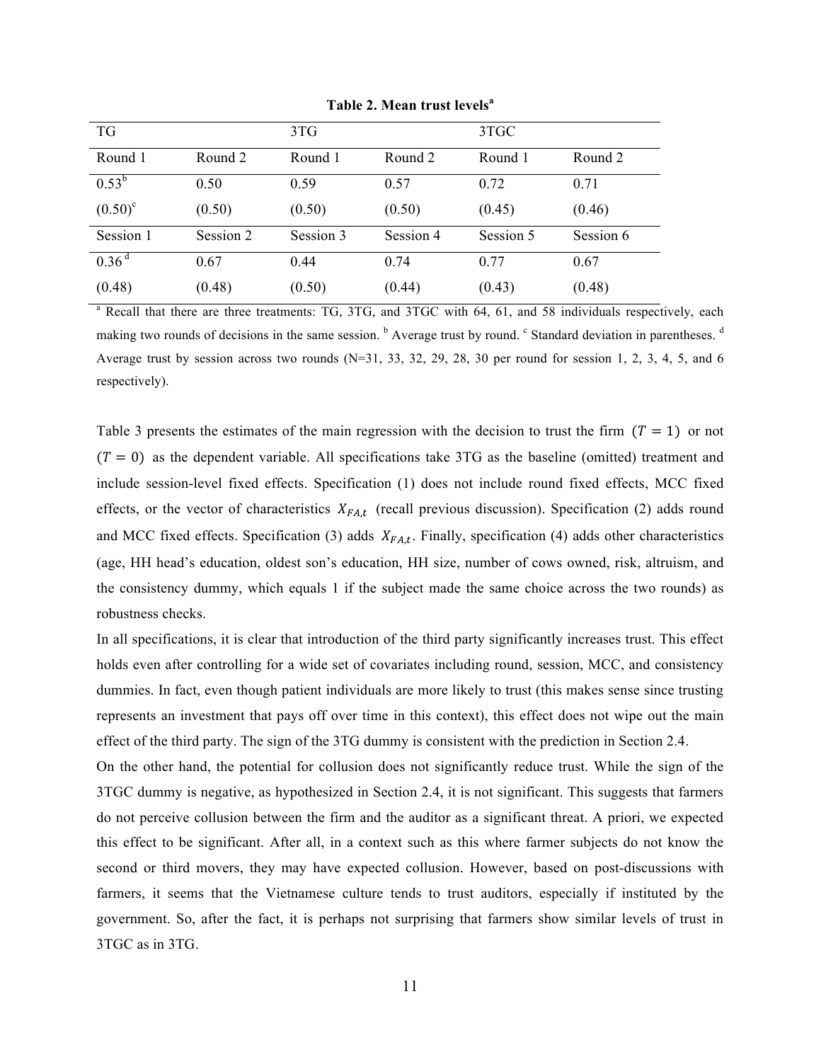**Table 2. Mean trust levels[a]**

| TG | | 3TG | | 3TGC | |
|---|---|---|---|---|---|
| Round 1 | Round 2 | Round 1 | Round 2 | Round 1 | Round 2 |
| 0.53[b] | 0.50 | 0.59 | 0.57 | 0.72 | 0.71 |
| (0.50)[c] | (0.50) | (0.50) | (0.50) | (0.45) | (0.46) |
| Session 1 | Session 2 | Session 3 | Session 4 | Session 5 | Session 6 |
| 0.36[d] | 0.67 | 0.44 | 0.74 | 0.77 | 0.67 |
| (0.48) | (0.48) | (0.50) | (0.44) | (0.43) | (0.48) |

[a] Recall that there are three treatments: TG, 3TG, and 3TGC with 64, 61, and 58 individuals respectively, each making two rounds of decisions in the same session. [b] Average trust by round. [c] Standard deviation in parentheses. [d] Average trust by session across two rounds (N=31, 33, 32, 29, 28, 30 per round for session 1, 2, 3, 4, 5, and 6 respectively).

Table 3 presents the estimates of the main regression with the decision to trust the firm $(T = 1)$ or not $(T = 0)$ as the dependent variable. All specifications take 3TG as the baseline (omitted) treatment and include session-level fixed effects. Specification (1) does not include round fixed effects, MCC fixed effects, or the vector of characteristics $X_{FA,t}$ (recall previous discussion). Specification (2) adds round and MCC fixed effects. Specification (3) adds $X_{FA,t}$. Finally, specification (4) adds other characteristics (age, HH head's education, oldest son's education, HH size, number of cows owned, risk, altruism, and the consistency dummy, which equals 1 if the subject made the same choice across the two rounds) as robustness checks.

In all specifications, it is clear that introduction of the third party significantly increases trust. This effect holds even after controlling for a wide set of covariates including round, session, MCC, and consistency dummies. In fact, even though patient individuals are more likely to trust (this makes sense since trusting represents an investment that pays off over time in this context), this effect does not wipe out the main effect of the third party. The sign of the 3TG dummy is consistent with the prediction in Section 2.4.

On the other hand, the potential for collusion does not significantly reduce trust. While the sign of the 3TGC dummy is negative, as hypothesized in Section 2.4, it is not significant. This suggests that farmers do not perceive collusion between the firm and the auditor as a significant threat. A priori, we expected this effect to be significant. After all, in a context such as this where farmer subjects do not know the second or third movers, they may have expected collusion. However, based on post-discussions with farmers, it seems that the Vietnamese culture tends to trust auditors, especially if instituted by the government. So, after the fact, it is perhaps not surprising that farmers show similar levels of trust in 3TGC as in 3TG.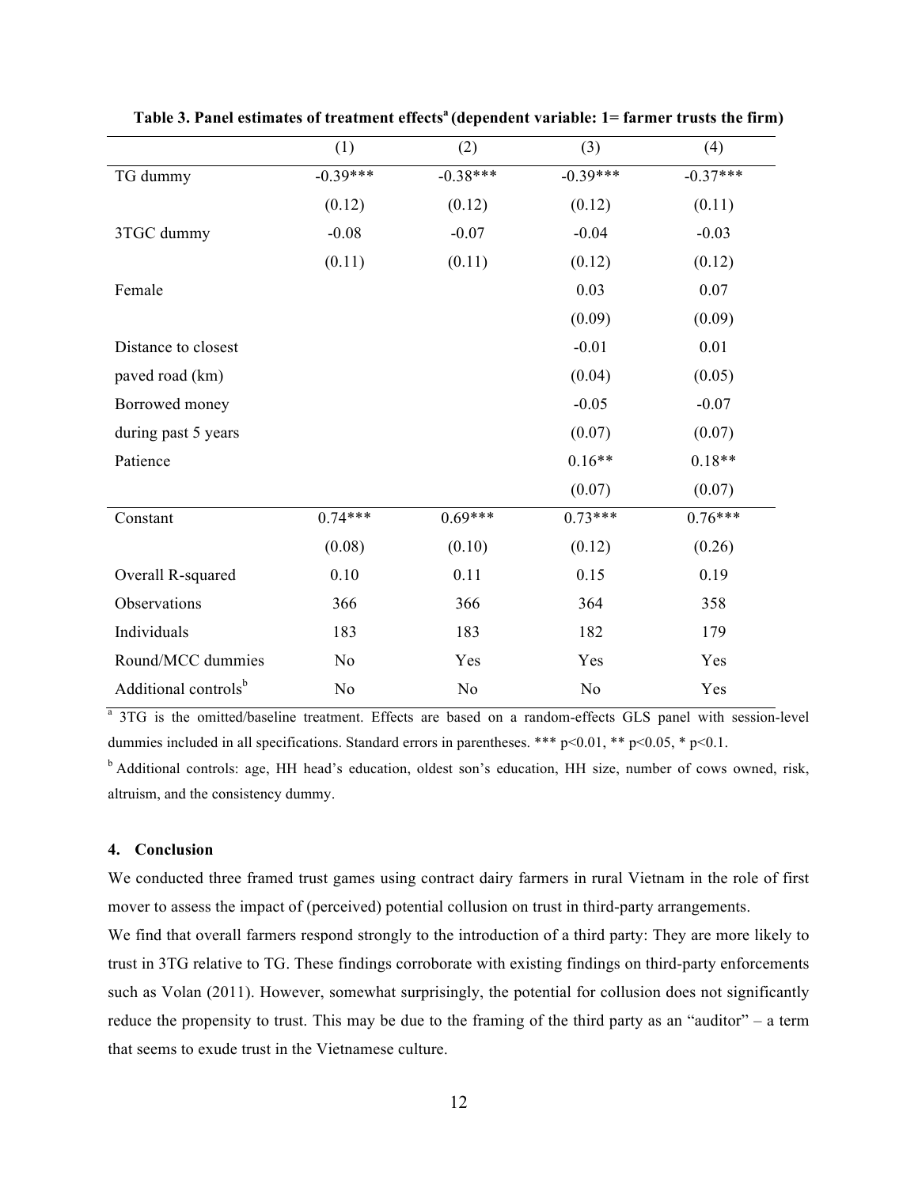**Table 3. Panel estimates of treatment effects[a] (dependent variable: 1= farmer trusts the firm)**

| | (1) | (2) | (3) | (4) |
|---|---|---|---|---|
| TG dummy | -0.39*** | -0.38*** | -0.39*** | -0.37*** |
| | (0.12) | (0.12) | (0.12) | (0.11) |
| 3TGC dummy | -0.08 | -0.07 | -0.04 | -0.03 |
| | (0.11) | (0.11) | (0.12) | (0.12) |
| Female | | | 0.03 | 0.07 |
| | | | (0.09) | (0.09) |
| Distance to closest paved road (km) | | | -0.01 | 0.01 |
| | | | (0.04) | (0.05) |
| Borrowed money during past 5 years | | | -0.05 | -0.07 |
| | | | (0.07) | (0.07) |
| Patience | | | 0.16** | 0.18** |
| | | | (0.07) | (0.07) |
| Constant | 0.74*** | 0.69*** | 0.73*** | 0.76*** |
| | (0.08) | (0.10) | (0.12) | (0.26) |
| Overall R-squared | 0.10 | 0.11 | 0.15 | 0.19 |
| Observations | 366 | 366 | 364 | 358 |
| Individuals | 183 | 183 | 182 | 179 |
| Round/MCC dummies | No | Yes | Yes | Yes |
| Additional controls[b] | No | No | No | Yes |

[a] 3TG is the omitted/baseline treatment. Effects are based on a random-effects GLS panel with session-level dummies included in all specifications. Standard errors in parentheses. *** $p<0.01$, ** $p<0.05$, * $p<0.1$.

[b] Additional controls: age, HH head's education, oldest son's education, HH size, number of cows owned, risk, altruism, and the consistency dummy.

## 4. Conclusion

We conducted three framed trust games using contract dairy farmers in rural Vietnam in the role of first mover to assess the impact of (perceived) potential collusion on trust in third-party arrangements.

We find that overall farmers respond strongly to the introduction of a third party: They are more likely to trust in 3TG relative to TG. These findings corroborate with existing findings on third-party enforcements such as Volan (2011). However, somewhat surprisingly, the potential for collusion does not significantly reduce the propensity to trust. This may be due to the framing of the third party as an "auditor" – a term that seems to exude trust in the Vietnamese culture.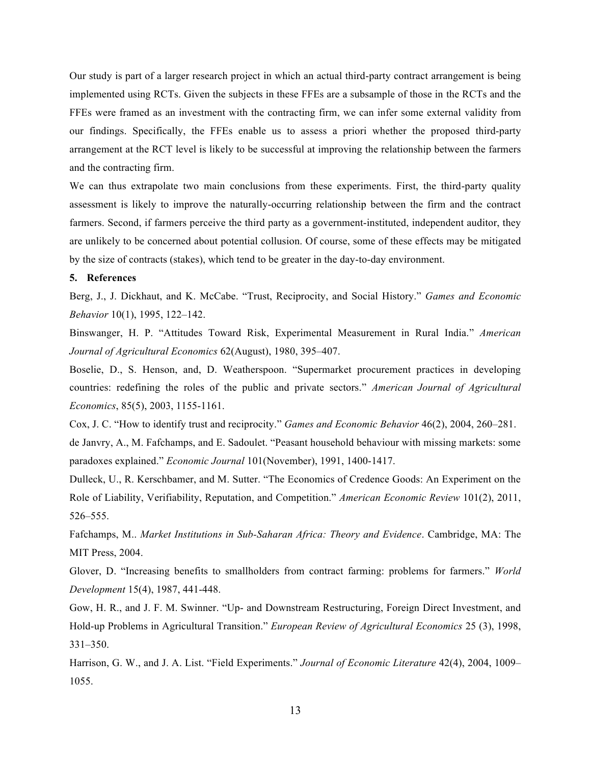Our study is part of a larger research project in which an actual third-party contract arrangement is being implemented using RCTs. Given the subjects in these FFEs are a subsample of those in the RCTs and the FFEs were framed as an investment with the contracting firm, we can infer some external validity from our findings. Specifically, the FFEs enable us to assess a priori whether the proposed third-party arrangement at the RCT level is likely to be successful at improving the relationship between the farmers and the contracting firm.

We can thus extrapolate two main conclusions from these experiments. First, the third-party quality assessment is likely to improve the naturally-occurring relationship between the firm and the contract farmers. Second, if farmers perceive the third party as a government-instituted, independent auditor, they are unlikely to be concerned about potential collusion. Of course, some of these effects may be mitigated by the size of contracts (stakes), which tend to be greater in the day-to-day environment.

## 5. References

Berg, J., J. Dickhaut, and K. McCabe. "Trust, Reciprocity, and Social History." *Games and Economic Behavior* 10(1), 1995, 122–142.

Binswanger, H. P. "Attitudes Toward Risk, Experimental Measurement in Rural India." *American Journal of Agricultural Economics* 62(August), 1980, 395–407.

Boselie, D., S. Henson, and, D. Weatherspoon. "Supermarket procurement practices in developing countries: redefining the roles of the public and private sectors." *American Journal of Agricultural Economics*, 85(5), 2003, 1155-1161.

Cox, J. C. "How to identify trust and reciprocity." *Games and Economic Behavior* 46(2), 2004, 260–281.

de Janvry, A., M. Fafchamps, and E. Sadoulet. "Peasant household behaviour with missing markets: some paradoxes explained." *Economic Journal* 101(November), 1991, 1400-1417.

Dulleck, U., R. Kerschbamer, and M. Sutter. "The Economics of Credence Goods: An Experiment on the Role of Liability, Verifiability, Reputation, and Competition." *American Economic Review* 101(2), 2011, 526–555.

Fafchamps, M.. *Market Institutions in Sub-Saharan Africa: Theory and Evidence*. Cambridge, MA: The MIT Press, 2004.

Glover, D. "Increasing benefits to smallholders from contract farming: problems for farmers." *World Development* 15(4), 1987, 441-448.

Gow, H. R., and J. F. M. Swinner. "Up- and Downstream Restructuring, Foreign Direct Investment, and Hold-up Problems in Agricultural Transition." *European Review of Agricultural Economics* 25 (3), 1998, 331–350.

Harrison, G. W., and J. A. List. "Field Experiments." *Journal of Economic Literature* 42(4), 2004, 1009–1055.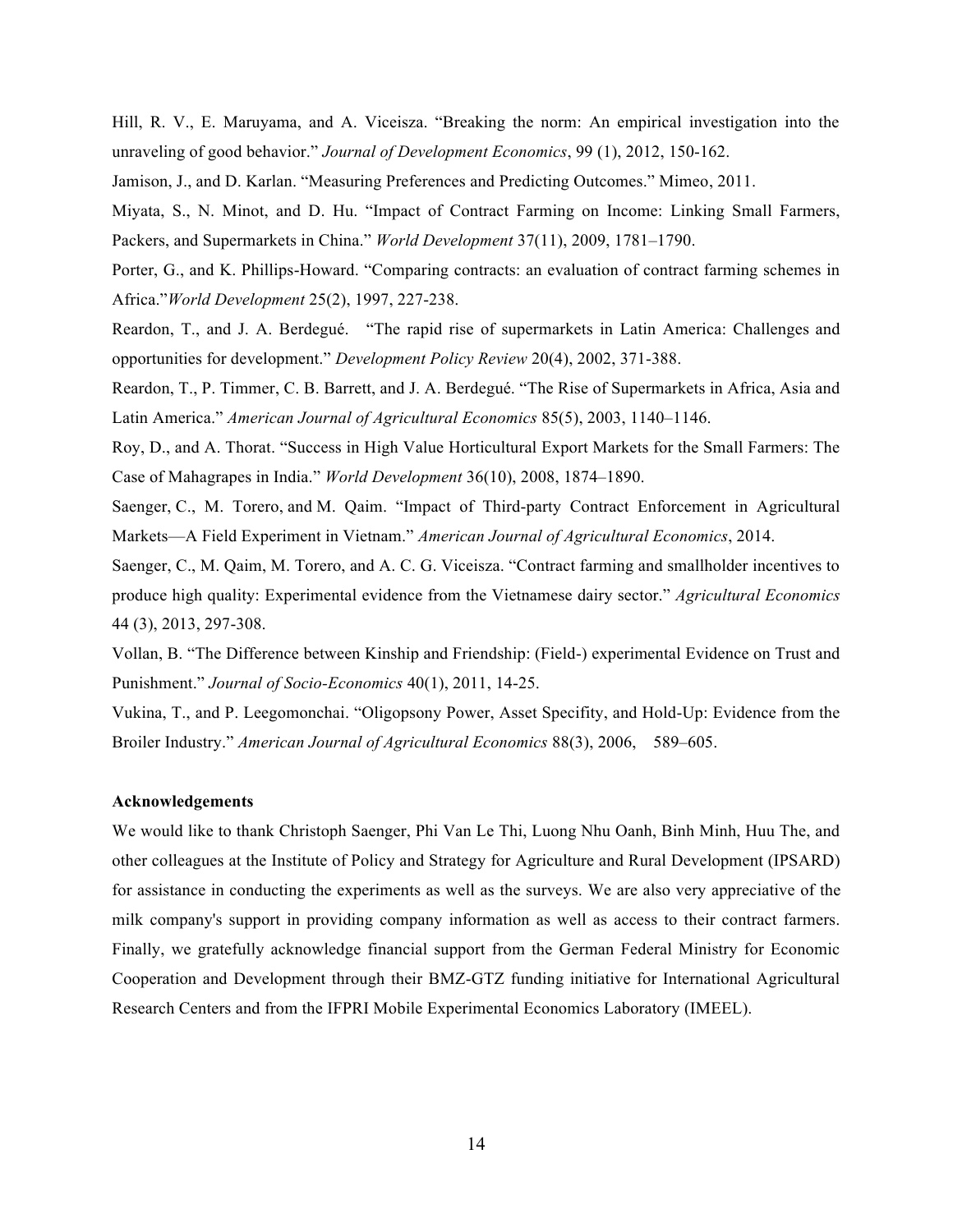Hill, R. V., E. Maruyama, and A. Viceisza. "Breaking the norm: An empirical investigation into the unraveling of good behavior." *Journal of Development Economics*, 99 (1), 2012, 150-162.

Jamison, J., and D. Karlan. "Measuring Preferences and Predicting Outcomes." Mimeo, 2011.

Miyata, S., N. Minot, and D. Hu. "Impact of Contract Farming on Income: Linking Small Farmers, Packers, and Supermarkets in China." *World Development* 37(11), 2009, 1781–1790.

Porter, G., and K. Phillips-Howard. "Comparing contracts: an evaluation of contract farming schemes in Africa."*World Development* 25(2), 1997, 227-238.

Reardon, T., and J. A. Berdegué. "The rapid rise of supermarkets in Latin America: Challenges and opportunities for development." *Development Policy Review* 20(4), 2002, 371-388.

Reardon, T., P. Timmer, C. B. Barrett, and J. A. Berdegué. "The Rise of Supermarkets in Africa, Asia and Latin America." *American Journal of Agricultural Economics* 85(5), 2003, 1140–1146.

Roy, D., and A. Thorat. "Success in High Value Horticultural Export Markets for the Small Farmers: The Case of Mahagrapes in India." *World Development* 36(10), 2008, 1874–1890.

Saenger, C., M. Torero, and M. Qaim. "Impact of Third-party Contract Enforcement in Agricultural Markets—A Field Experiment in Vietnam." *American Journal of Agricultural Economics*, 2014.

Saenger, C., M. Qaim, M. Torero, and A. C. G. Viceisza. "Contract farming and smallholder incentives to produce high quality: Experimental evidence from the Vietnamese dairy sector." *Agricultural Economics* 44 (3), 2013, 297-308.

Vollan, B. "The Difference between Kinship and Friendship: (Field-) experimental Evidence on Trust and Punishment." *Journal of Socio-Economics* 40(1), 2011, 14-25.

Vukina, T., and P. Leegomonchai. "Oligopsony Power, Asset Specifity, and Hold-Up: Evidence from the Broiler Industry." *American Journal of Agricultural Economics* 88(3), 2006, 589–605.

**Acknowledgements**

We would like to thank Christoph Saenger, Phi Van Le Thi, Luong Nhu Oanh, Binh Minh, Huu The, and other colleagues at the Institute of Policy and Strategy for Agriculture and Rural Development (IPSARD) for assistance in conducting the experiments as well as the surveys. We are also very appreciative of the milk company's support in providing company information as well as access to their contract farmers. Finally, we gratefully acknowledge financial support from the German Federal Ministry for Economic Cooperation and Development through their BMZ-GTZ funding initiative for International Agricultural Research Centers and from the IFPRI Mobile Experimental Economics Laboratory (IMEEL).